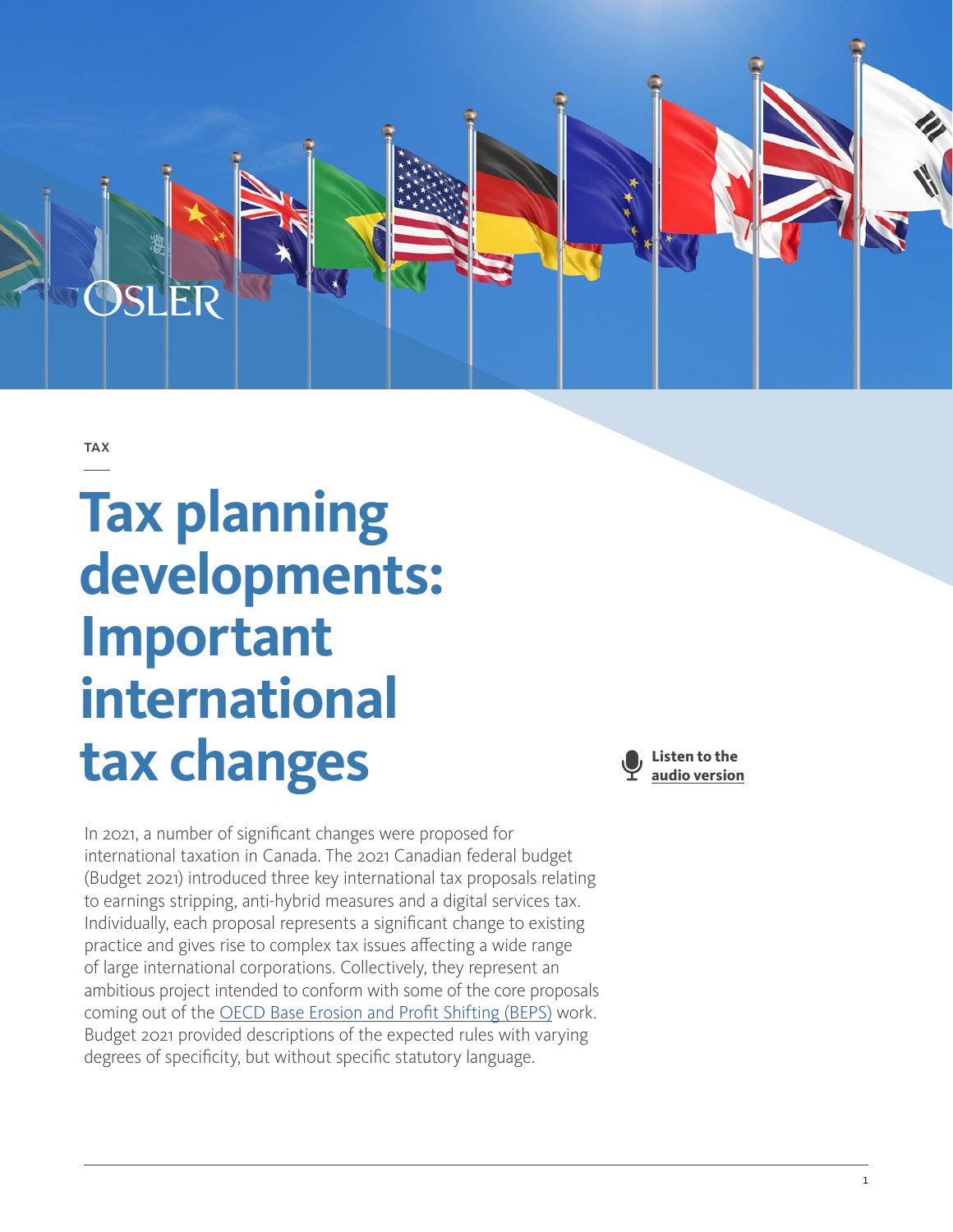TAX

# Tax planning developments: Important international tax changes

Listen to the audio version

In 2021, a number of significant changes were proposed for international taxation in Canada. The 2021 Canadian federal budget (Budget 2021) introduced three key international tax proposals relating to earnings stripping, anti-hybrid measures and a digital services tax. Individually, each proposal represents a significant change to existing practice and gives rise to complex tax issues affecting a wide range of large international corporations. Collectively, they represent an ambitious project intended to conform with some of the core proposals coming out of the OECD Base Erosion and Profit Shifting (BEPS) work. Budget 2021 provided descriptions of the expected rules with varying degrees of specificity, but without specific statutory language.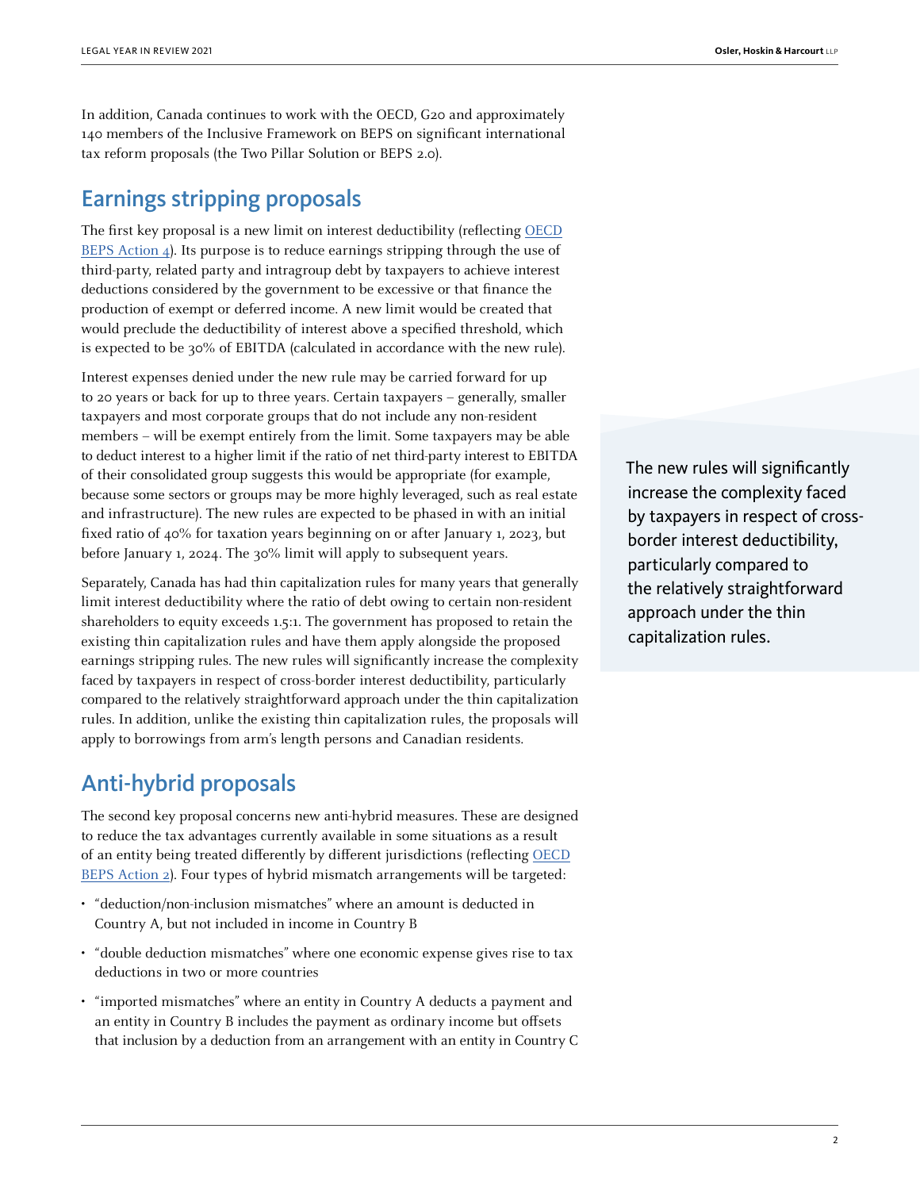In addition, Canada continues to work with the OECD, G20 and approximately 140 members of the Inclusive Framework on BEPS on significant international tax reform proposals (the Two Pillar Solution or BEPS 2.0).

## Earnings stripping proposals

The first key proposal is a new limit on interest deductibility (reflecting OECD BEPS Action 4). Its purpose is to reduce earnings stripping through the use of third-party, related party and intragroup debt by taxpayers to achieve interest deductions considered by the government to be excessive or that finance the production of exempt or deferred income. A new limit would be created that would preclude the deductibility of interest above a specified threshold, which is expected to be 30% of EBITDA (calculated in accordance with the new rule).

Interest expenses denied under the new rule may be carried forward for up to 20 years or back for up to three years. Certain taxpayers – generally, smaller taxpayers and most corporate groups that do not include any non-resident members – will be exempt entirely from the limit. Some taxpayers may be able to deduct interest to a higher limit if the ratio of net third-party interest to EBITDA of their consolidated group suggests this would be appropriate (for example, because some sectors or groups may be more highly leveraged, such as real estate and infrastructure). The new rules are expected to be phased in with an initial fixed ratio of 40% for taxation years beginning on or after January 1, 2023, but before January 1, 2024. The 30% limit will apply to subsequent years.

Separately, Canada has had thin capitalization rules for many years that generally limit interest deductibility where the ratio of debt owing to certain non-resident shareholders to equity exceeds 1.5:1. The government has proposed to retain the existing thin capitalization rules and have them apply alongside the proposed earnings stripping rules. The new rules will significantly increase the complexity faced by taxpayers in respect of cross-border interest deductibility, particularly compared to the relatively straightforward approach under the thin capitalization rules. In addition, unlike the existing thin capitalization rules, the proposals will apply to borrowings from arm's length persons and Canadian residents.

> The new rules will significantly increase the complexity faced by taxpayers in respect of cross-border interest deductibility, particularly compared to the relatively straightforward approach under the thin capitalization rules.

## Anti-hybrid proposals

The second key proposal concerns new anti-hybrid measures. These are designed to reduce the tax advantages currently available in some situations as a result of an entity being treated differently by different jurisdictions (reflecting OECD BEPS Action 2). Four types of hybrid mismatch arrangements will be targeted:

- "deduction/non-inclusion mismatches" where an amount is deducted in Country A, but not included in income in Country B
- "double deduction mismatches" where one economic expense gives rise to tax deductions in two or more countries
- "imported mismatches" where an entity in Country A deducts a payment and an entity in Country B includes the payment as ordinary income but offsets that inclusion by a deduction from an arrangement with an entity in Country C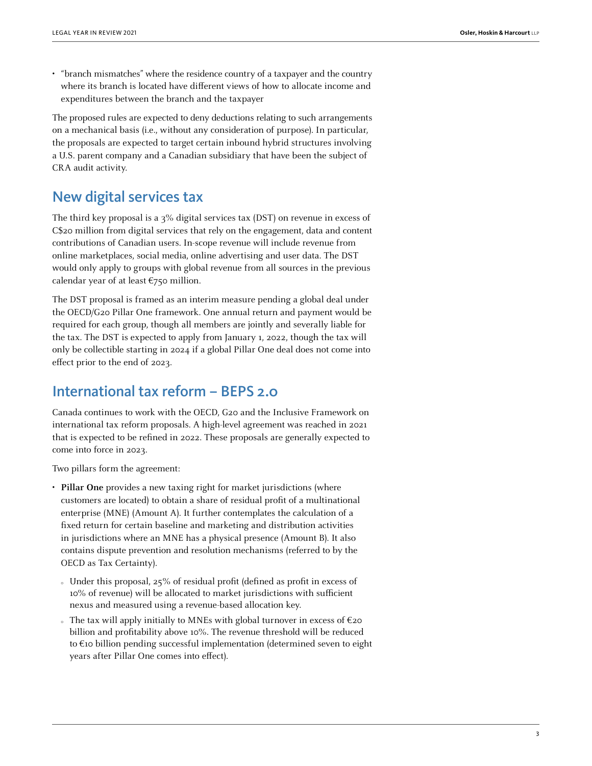- "branch mismatches" where the residence country of a taxpayer and the country where its branch is located have different views of how to allocate income and expenditures between the branch and the taxpayer

The proposed rules are expected to deny deductions relating to such arrangements on a mechanical basis (i.e., without any consideration of purpose). In particular, the proposals are expected to target certain inbound hybrid structures involving a U.S. parent company and a Canadian subsidiary that have been the subject of CRA audit activity.

## New digital services tax

The third key proposal is a 3% digital services tax (DST) on revenue in excess of C$20 million from digital services that rely on the engagement, data and content contributions of Canadian users. In-scope revenue will include revenue from online marketplaces, social media, online advertising and user data. The DST would only apply to groups with global revenue from all sources in the previous calendar year of at least €750 million.

The DST proposal is framed as an interim measure pending a global deal under the OECD/G20 Pillar One framework. One annual return and payment would be required for each group, though all members are jointly and severally liable for the tax. The DST is expected to apply from January 1, 2022, though the tax will only be collectible starting in 2024 if a global Pillar One deal does not come into effect prior to the end of 2023.

## International tax reform – BEPS 2.0

Canada continues to work with the OECD, G20 and the Inclusive Framework on international tax reform proposals. A high-level agreement was reached in 2021 that is expected to be refined in 2022. These proposals are generally expected to come into force in 2023.

Two pillars form the agreement:

- **Pillar One** provides a new taxing right for market jurisdictions (where customers are located) to obtain a share of residual profit of a multinational enterprise (MNE) (Amount A). It further contemplates the calculation of a fixed return for certain baseline and marketing and distribution activities in jurisdictions where an MNE has a physical presence (Amount B). It also contains dispute prevention and resolution mechanisms (referred to by the OECD as Tax Certainty).
  - Under this proposal, 25% of residual profit (defined as profit in excess of 10% of revenue) will be allocated to market jurisdictions with sufficient nexus and measured using a revenue-based allocation key.
  - The tax will apply initially to MNEs with global turnover in excess of €20 billion and profitability above 10%. The revenue threshold will be reduced to €10 billion pending successful implementation (determined seven to eight years after Pillar One comes into effect).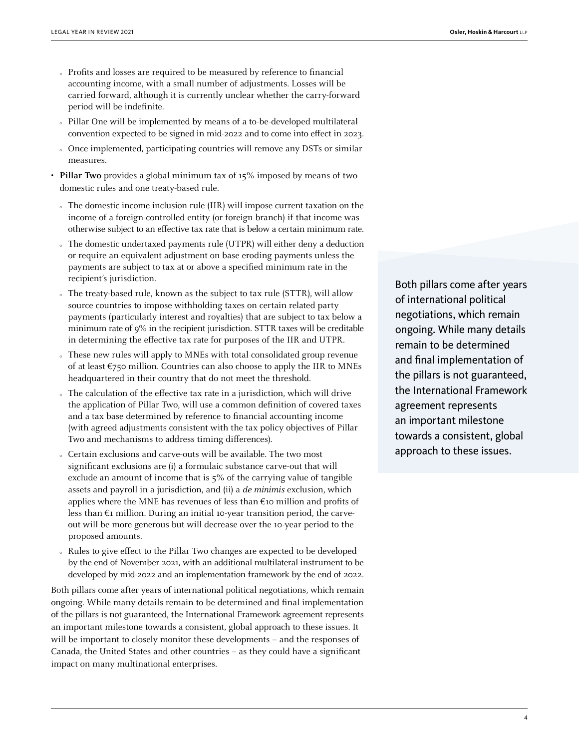- Profits and losses are required to be measured by reference to financial accounting income, with a small number of adjustments. Losses will be carried forward, although it is currently unclear whether the carry-forward period will be indefinite.
  - Pillar One will be implemented by means of a to-be-developed multilateral convention expected to be signed in mid-2022 and to come into effect in 2023.
  - Once implemented, participating countries will remove any DSTs or similar measures.
- **Pillar Two** provides a global minimum tax of 15% imposed by means of two domestic rules and one treaty-based rule.
  - The domestic income inclusion rule (IIR) will impose current taxation on the income of a foreign-controlled entity (or foreign branch) if that income was otherwise subject to an effective tax rate that is below a certain minimum rate.
  - The domestic undertaxed payments rule (UTPR) will either deny a deduction or require an equivalent adjustment on base eroding payments unless the payments are subject to tax at or above a specified minimum rate in the recipient's jurisdiction.
  - The treaty-based rule, known as the subject to tax rule (STTR), will allow source countries to impose withholding taxes on certain related party payments (particularly interest and royalties) that are subject to tax below a minimum rate of 9% in the recipient jurisdiction. STTR taxes will be creditable in determining the effective tax rate for purposes of the IIR and UTPR.
  - These new rules will apply to MNEs with total consolidated group revenue of at least €750 million. Countries can also choose to apply the IIR to MNEs headquartered in their country that do not meet the threshold.
  - The calculation of the effective tax rate in a jurisdiction, which will drive the application of Pillar Two, will use a common definition of covered taxes and a tax base determined by reference to financial accounting income (with agreed adjustments consistent with the tax policy objectives of Pillar Two and mechanisms to address timing differences).
  - Certain exclusions and carve-outs will be available. The two most significant exclusions are (i) a formulaic substance carve-out that will exclude an amount of income that is 5% of the carrying value of tangible assets and payroll in a jurisdiction, and (ii) a *de minimis* exclusion, which applies where the MNE has revenues of less than €10 million and profits of less than €1 million. During an initial 10-year transition period, the carve-out will be more generous but will decrease over the 10-year period to the proposed amounts.
  - Rules to give effect to the Pillar Two changes are expected to be developed by the end of November 2021, with an additional multilateral instrument to be developed by mid-2022 and an implementation framework by the end of 2022.

Both pillars come after years of international political negotiations, which remain ongoing. While many details remain to be determined and final implementation of the pillars is not guaranteed, the International Framework agreement represents an important milestone towards a consistent, global approach to these issues. It will be important to closely monitor these developments – and the responses of Canada, the United States and other countries – as they could have a significant impact on many multinational enterprises.

> Both pillars come after years of international political negotiations, which remain ongoing. While many details remain to be determined and final implementation of the pillars is not guaranteed, the International Framework agreement represents an important milestone towards a consistent, global approach to these issues.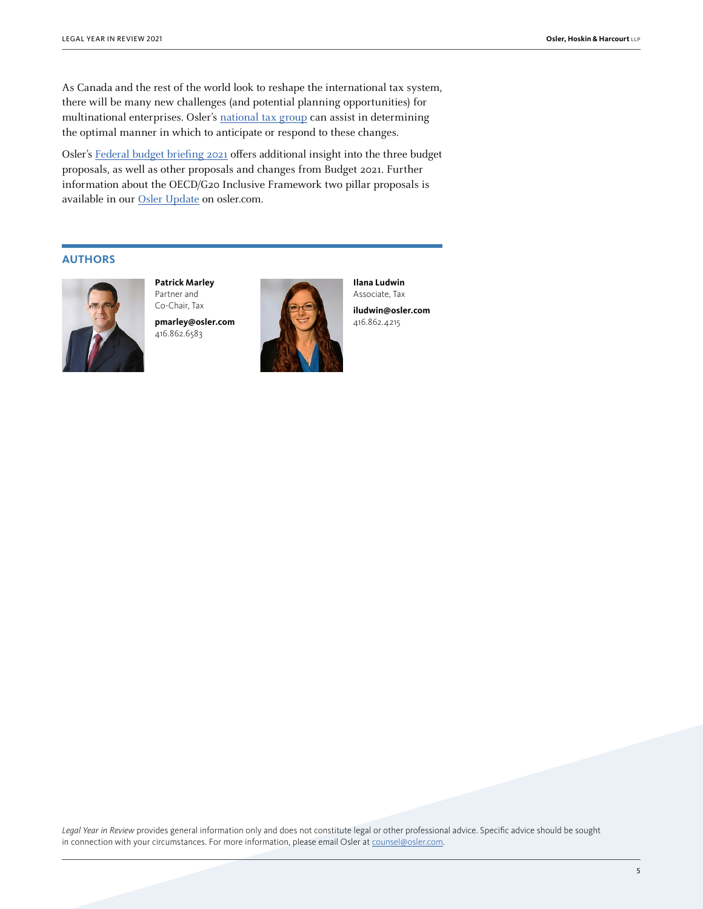As Canada and the rest of the world look to reshape the international tax system, there will be many new challenges (and potential planning opportunities) for multinational enterprises. Osler's national tax group can assist in determining the optimal manner in which to anticipate or respond to these changes.

Osler's Federal budget briefing 2021 offers additional insight into the three budget proposals, as well as other proposals and changes from Budget 2021. Further information about the OECD/G20 Inclusive Framework two pillar proposals is available in our Osler Update on osler.com.

## AUTHORS

**Patrick Marley**
Partner and Co-Chair, Tax

**pmarley@osler.com**
416.862.6583

**Ilana Ludwin**
Associate, Tax

**iludwin@osler.com**
416.862.4215

*Legal Year in Review* provides general information only and does not constitute legal or other professional advice. Specific advice should be sought in connection with your circumstances. For more information, please email Osler at counsel@osler.com.